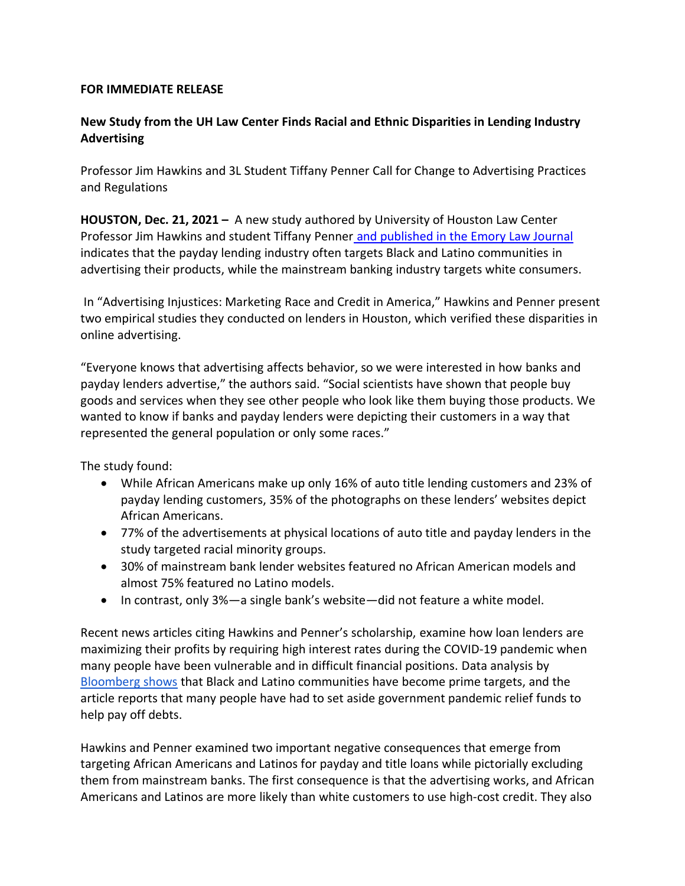**FOR IMMEDIATE RELEASE**

**New Study from the UH Law Center Finds Racial and Ethnic Disparities in Lending Industry Advertising**

Professor Jim Hawkins and 3L Student Tiffany Penner Call for Change to Advertising Practices and Regulations

**HOUSTON, Dec. 21, 2021 –** A new study authored by University of Houston Law Center Professor Jim Hawkins and student Tiffany Penner and published in the Emory Law Journal indicates that the payday lending industry often targets Black and Latino communities in advertising their products, while the mainstream banking industry targets white consumers.

In "Advertising Injustices: Marketing Race and Credit in America," Hawkins and Penner present two empirical studies they conducted on lenders in Houston, which verified these disparities in online advertising.

"Everyone knows that advertising affects behavior, so we were interested in how banks and payday lenders advertise," the authors said. "Social scientists have shown that people buy goods and services when they see other people who look like them buying those products. We wanted to know if banks and payday lenders were depicting their customers in a way that represented the general population or only some races."

The study found:

- While African Americans make up only 16% of auto title lending customers and 23% of payday lending customers, 35% of the photographs on these lenders' websites depict African Americans.
- 77% of the advertisements at physical locations of auto title and payday lenders in the study targeted racial minority groups.
- 30% of mainstream bank lender websites featured no African American models and almost 75% featured no Latino models.
- In contrast, only 3%—a single bank's website—did not feature a white model.

Recent news articles citing Hawkins and Penner's scholarship, examine how loan lenders are maximizing their profits by requiring high interest rates during the COVID-19 pandemic when many people have been vulnerable and in difficult financial positions. Data analysis by Bloomberg shows that Black and Latino communities have become prime targets, and the article reports that many people have had to set aside government pandemic relief funds to help pay off debts.

Hawkins and Penner examined two important negative consequences that emerge from targeting African Americans and Latinos for payday and title loans while pictorially excluding them from mainstream banks. The first consequence is that the advertising works, and African Americans and Latinos are more likely than white customers to use high-cost credit. They also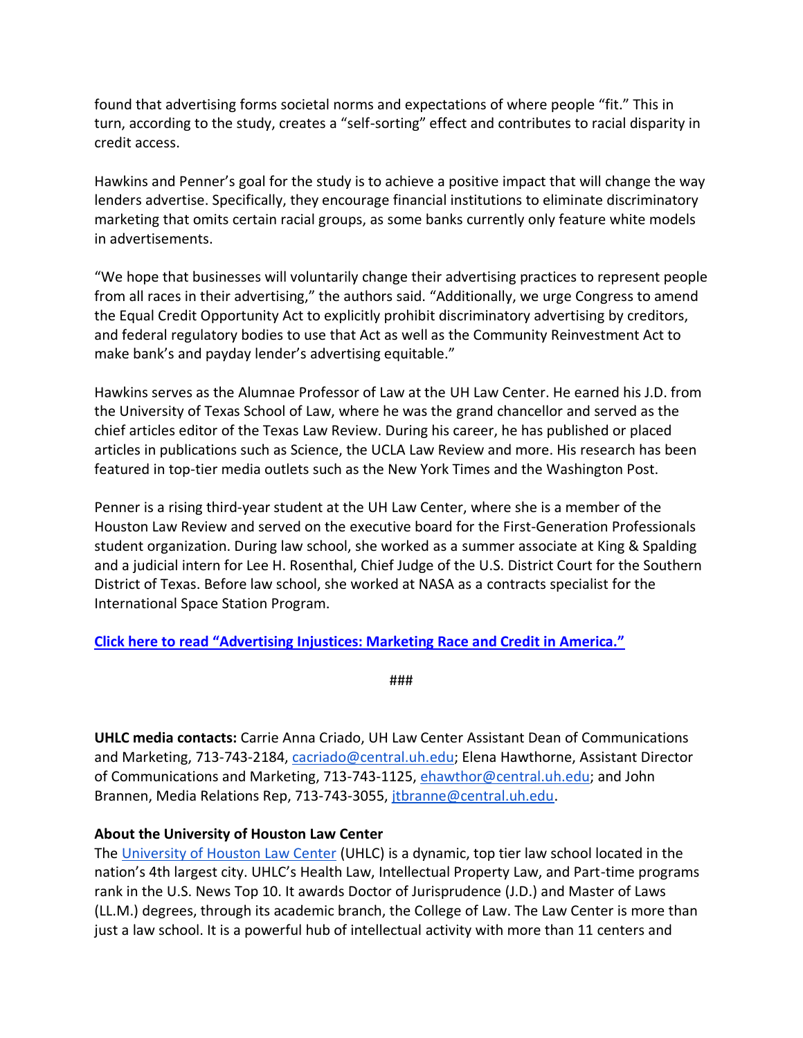found that advertising forms societal norms and expectations of where people "fit." This in turn, according to the study, creates a "self-sorting" effect and contributes to racial disparity in credit access.

Hawkins and Penner's goal for the study is to achieve a positive impact that will change the way lenders advertise. Specifically, they encourage financial institutions to eliminate discriminatory marketing that omits certain racial groups, as some banks currently only feature white models in advertisements.

"We hope that businesses will voluntarily change their advertising practices to represent people from all races in their advertising," the authors said. "Additionally, we urge Congress to amend the Equal Credit Opportunity Act to explicitly prohibit discriminatory advertising by creditors, and federal regulatory bodies to use that Act as well as the Community Reinvestment Act to make bank's and payday lender's advertising equitable."

Hawkins serves as the Alumnae Professor of Law at the UH Law Center. He earned his J.D. from the University of Texas School of Law, where he was the grand chancellor and served as the chief articles editor of the Texas Law Review. During his career, he has published or placed articles in publications such as Science, the UCLA Law Review and more. His research has been featured in top-tier media outlets such as the New York Times and the Washington Post.

Penner is a rising third-year student at the UH Law Center, where she is a member of the Houston Law Review and served on the executive board for the First-Generation Professionals student organization. During law school, she worked as a summer associate at King & Spalding and a judicial intern for Lee H. Rosenthal, Chief Judge of the U.S. District Court for the Southern District of Texas. Before law school, she worked at NASA as a contracts specialist for the International Space Station Program.

**Click here to read "Advertising Injustices: Marketing Race and Credit in America."**

###

**UHLC media contacts:** Carrie Anna Criado, UH Law Center Assistant Dean of Communications and Marketing, 713-743-2184, cacriado@central.uh.edu; Elena Hawthorne, Assistant Director of Communications and Marketing, 713-743-1125, ehawthor@central.uh.edu; and John Brannen, Media Relations Rep, 713-743-3055, jtbranne@central.uh.edu.

**About the University of Houston Law Center**

The University of Houston Law Center (UHLC) is a dynamic, top tier law school located in the nation's 4th largest city. UHLC's Health Law, Intellectual Property Law, and Part-time programs rank in the U.S. News Top 10. It awards Doctor of Jurisprudence (J.D.) and Master of Laws (LL.M.) degrees, through its academic branch, the College of Law. The Law Center is more than just a law school. It is a powerful hub of intellectual activity with more than 11 centers and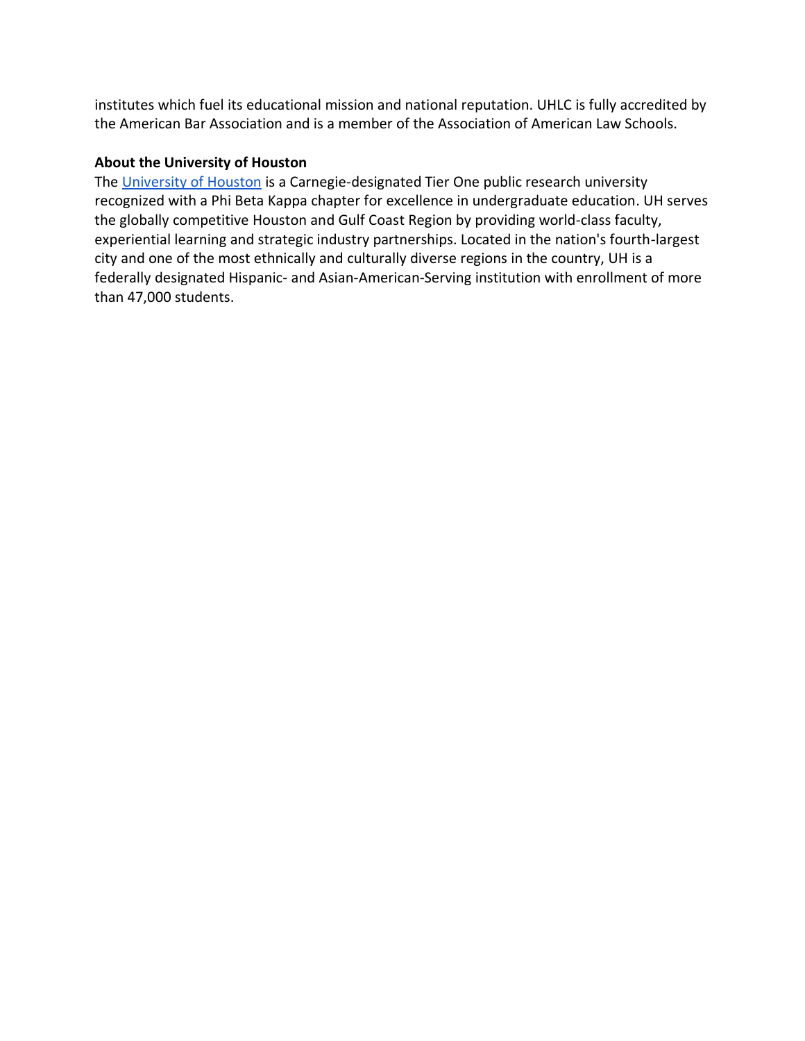institutes which fuel its educational mission and national reputation. UHLC is fully accredited by the American Bar Association and is a member of the Association of American Law Schools.

**About the University of Houston**

The University of Houston is a Carnegie-designated Tier One public research university recognized with a Phi Beta Kappa chapter for excellence in undergraduate education. UH serves the globally competitive Houston and Gulf Coast Region by providing world-class faculty, experiential learning and strategic industry partnerships. Located in the nation's fourth-largest city and one of the most ethnically and culturally diverse regions in the country, UH is a federally designated Hispanic- and Asian-American-Serving institution with enrollment of more than 47,000 students.